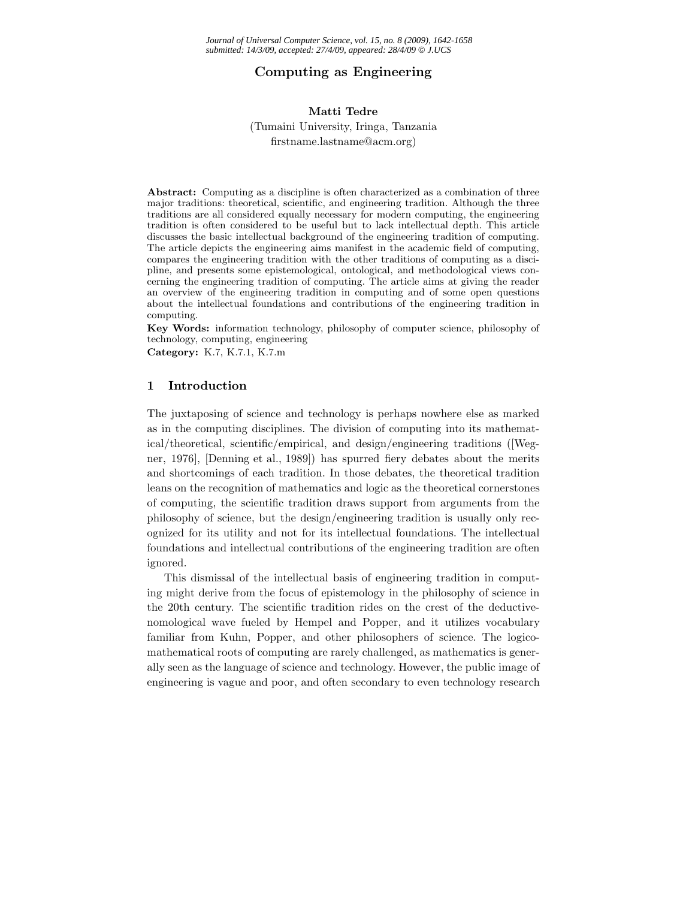# Computing as Engineering

**Matti Tedre**
(Tumaini University, Iringa, Tanzania
firstname.lastname@acm.org)

**Abstract:** Computing as a discipline is often characterized as a combination of three major traditions: theoretical, scientific, and engineering tradition. Although the three traditions are all considered equally necessary for modern computing, the engineering tradition is often considered to be useful but to lack intellectual depth. This article discusses the basic intellectual background of the engineering tradition of computing. The article depicts the engineering aims manifest in the academic field of computing, compares the engineering tradition with the other traditions of computing as a discipline, and presents some epistemological, ontological, and methodological views concerning the engineering tradition of computing. The article aims at giving the reader an overview of the engineering tradition in computing and of some open questions about the intellectual foundations and contributions of the engineering tradition in computing.

**Key Words:** information technology, philosophy of computer science, philosophy of technology, computing, engineering

**Category:** K.7, K.7.1, K.7.m

## 1 Introduction

The juxtaposing of science and technology is perhaps nowhere else as marked as in the computing disciplines. The division of computing into its mathematical/theoretical, scientific/empirical, and design/engineering traditions ([Wegner, 1976], [Denning et al., 1989]) has spurred fiery debates about the merits and shortcomings of each tradition. In those debates, the theoretical tradition leans on the recognition of mathematics and logic as the theoretical cornerstones of computing, the scientific tradition draws support from arguments from the philosophy of science, but the design/engineering tradition is usually only recognized for its utility and not for its intellectual foundations. The intellectual foundations and intellectual contributions of the engineering tradition are often ignored.

This dismissal of the intellectual basis of engineering tradition in computing might derive from the focus of epistemology in the philosophy of science in the 20th century. The scientific tradition rides on the crest of the deductive-nomological wave fueled by Hempel and Popper, and it utilizes vocabulary familiar from Kuhn, Popper, and other philosophers of science. The logico-mathematical roots of computing are rarely challenged, as mathematics is generally seen as the language of science and technology. However, the public image of engineering is vague and poor, and often secondary to even technology research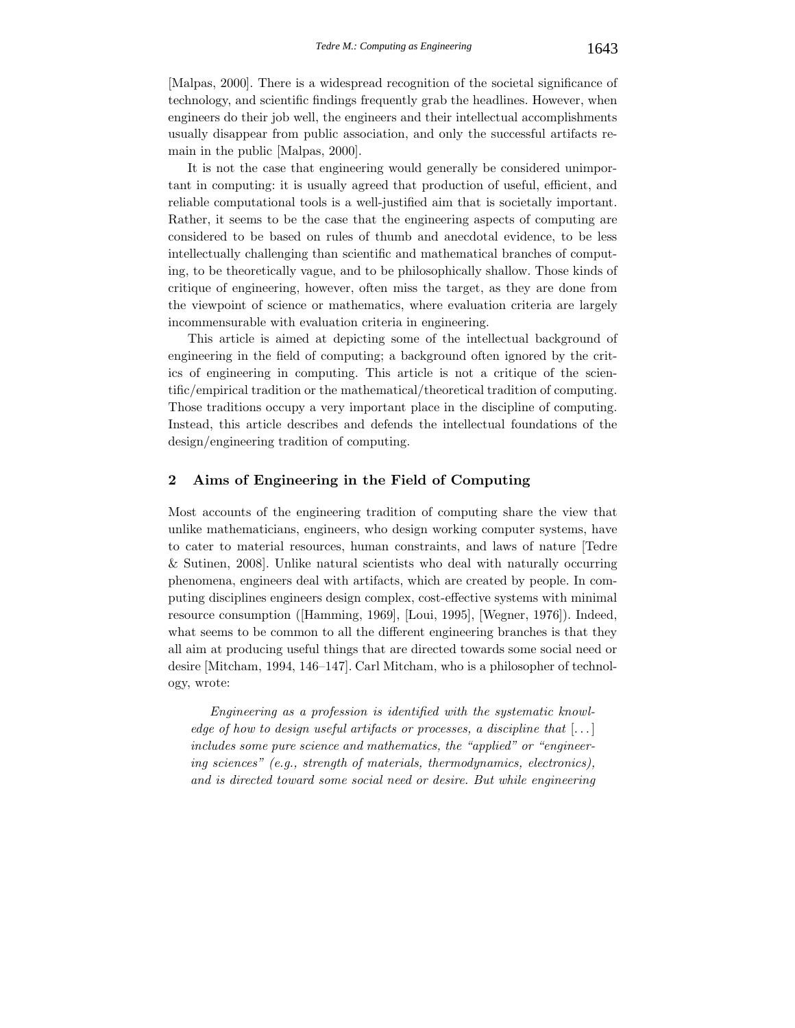[Malpas, 2000]. There is a widespread recognition of the societal significance of technology, and scientific findings frequently grab the headlines. However, when engineers do their job well, the engineers and their intellectual accomplishments usually disappear from public association, and only the successful artifacts remain in the public [Malpas, 2000].

It is not the case that engineering would generally be considered unimportant in computing: it is usually agreed that production of useful, efficient, and reliable computational tools is a well-justified aim that is societally important. Rather, it seems to be the case that the engineering aspects of computing are considered to be based on rules of thumb and anecdotal evidence, to be less intellectually challenging than scientific and mathematical branches of computing, to be theoretically vague, and to be philosophically shallow. Those kinds of critique of engineering, however, often miss the target, as they are done from the viewpoint of science or mathematics, where evaluation criteria are largely incommensurable with evaluation criteria in engineering.

This article is aimed at depicting some of the intellectual background of engineering in the field of computing; a background often ignored by the critics of engineering in computing. This article is not a critique of the scientific/empirical tradition or the mathematical/theoretical tradition of computing. Those traditions occupy a very important place in the discipline of computing. Instead, this article describes and defends the intellectual foundations of the design/engineering tradition of computing.

## 2 Aims of Engineering in the Field of Computing

Most accounts of the engineering tradition of computing share the view that unlike mathematicians, engineers, who design working computer systems, have to cater to material resources, human constraints, and laws of nature [Tedre & Sutinen, 2008]. Unlike natural scientists who deal with naturally occurring phenomena, engineers deal with artifacts, which are created by people. In computing disciplines engineers design complex, cost-effective systems with minimal resource consumption ([Hamming, 1969], [Loui, 1995], [Wegner, 1976]). Indeed, what seems to be common to all the different engineering branches is that they all aim at producing useful things that are directed towards some social need or desire [Mitcham, 1994, 146–147]. Carl Mitcham, who is a philosopher of technology, wrote:

> *Engineering as a profession is identified with the systematic knowledge of how to design useful artifacts or processes, a discipline that* [...] *includes some pure science and mathematics, the "applied" or "engineering sciences" (e.g., strength of materials, thermodynamics, electronics), and is directed toward some social need or desire. But while engineering*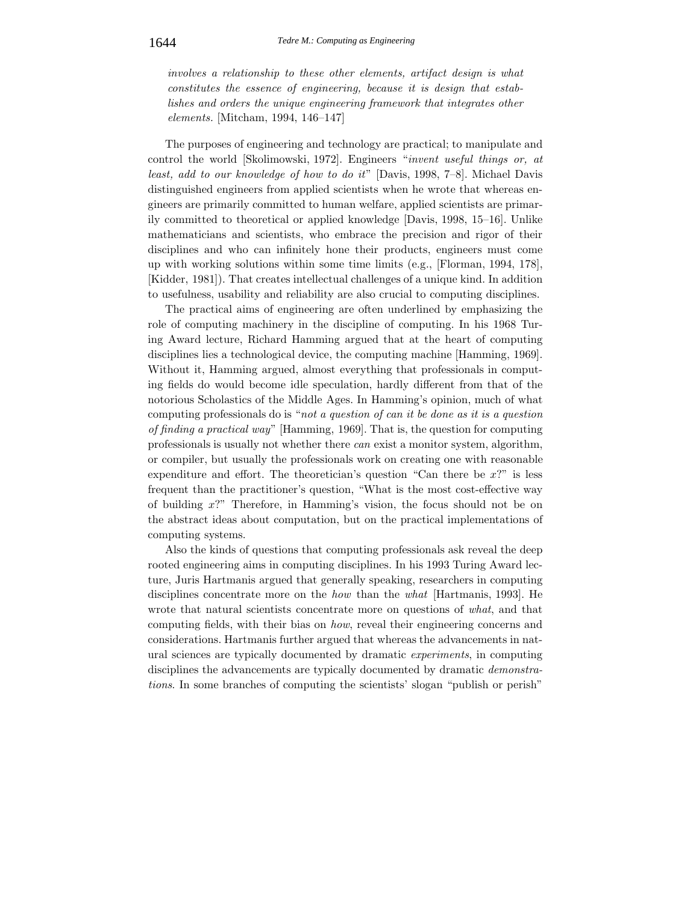*involves a relationship to these other elements, artifact design is what constitutes the essence of engineering, because it is design that establishes and orders the unique engineering framework that integrates other elements.* [Mitcham, 1994, 146–147]

The purposes of engineering and technology are practical; to manipulate and control the world [Skolimowski, 1972]. Engineers "*invent useful things or, at least, add to our knowledge of how to do it*" [Davis, 1998, 7–8]. Michael Davis distinguished engineers from applied scientists when he wrote that whereas engineers are primarily committed to human welfare, applied scientists are primarily committed to theoretical or applied knowledge [Davis, 1998, 15–16]. Unlike mathematicians and scientists, who embrace the precision and rigor of their disciplines and who can infinitely hone their products, engineers must come up with working solutions within some time limits (e.g., [Florman, 1994, 178], [Kidder, 1981]). That creates intellectual challenges of a unique kind. In addition to usefulness, usability and reliability are also crucial to computing disciplines.

The practical aims of engineering are often underlined by emphasizing the role of computing machinery in the discipline of computing. In his 1968 Turing Award lecture, Richard Hamming argued that at the heart of computing disciplines lies a technological device, the computing machine [Hamming, 1969]. Without it, Hamming argued, almost everything that professionals in computing fields do would become idle speculation, hardly different from that of the notorious Scholastics of the Middle Ages. In Hamming's opinion, much of what computing professionals do is "*not a question of can it be done as it is a question of finding a practical way*" [Hamming, 1969]. That is, the question for computing professionals is usually not whether there *can* exist a monitor system, algorithm, or compiler, but usually the professionals work on creating one with reasonable expenditure and effort. The theoretician's question "Can there be $x$?" is less frequent than the practitioner's question, "What is the most cost-effective way of building $x$?" Therefore, in Hamming's vision, the focus should not be on the abstract ideas about computation, but on the practical implementations of computing systems.

Also the kinds of questions that computing professionals ask reveal the deep rooted engineering aims in computing disciplines. In his 1993 Turing Award lecture, Juris Hartmanis argued that generally speaking, researchers in computing disciplines concentrate more on the *how* than the *what* [Hartmanis, 1993]. He wrote that natural scientists concentrate more on questions of *what*, and that computing fields, with their bias on *how*, reveal their engineering concerns and considerations. Hartmanis further argued that whereas the advancements in natural sciences are typically documented by dramatic *experiments*, in computing disciplines the advancements are typically documented by dramatic *demonstrations*. In some branches of computing the scientists' slogan "publish or perish"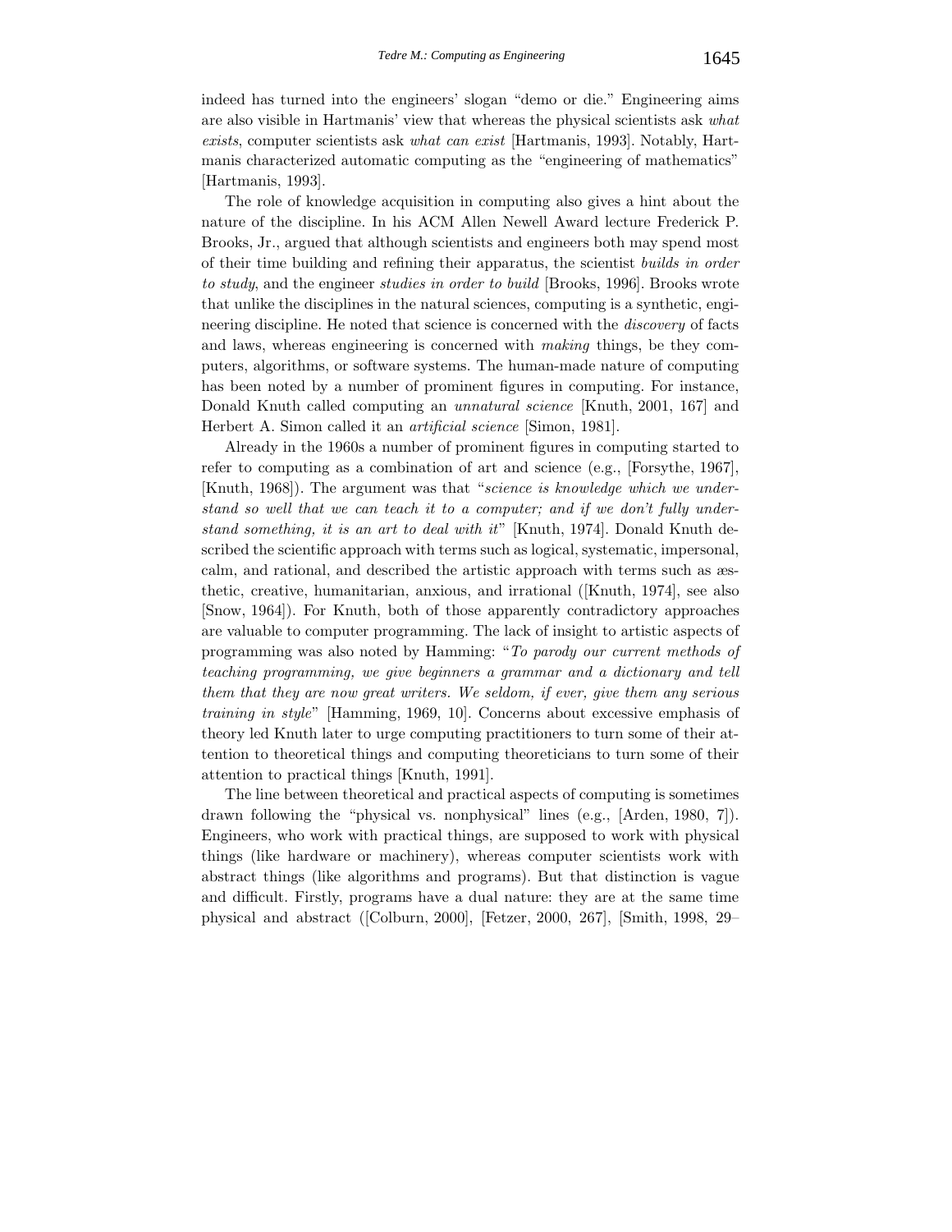indeed has turned into the engineers' slogan "demo or die." Engineering aims are also visible in Hartmanis' view that whereas the physical scientists ask *what exists*, computer scientists ask *what can exist* [Hartmanis, 1993]. Notably, Hartmanis characterized automatic computing as the "engineering of mathematics" [Hartmanis, 1993].

The role of knowledge acquisition in computing also gives a hint about the nature of the discipline. In his ACM Allen Newell Award lecture Frederick P. Brooks, Jr., argued that although scientists and engineers both may spend most of their time building and refining their apparatus, the scientist *builds in order to study*, and the engineer *studies in order to build* [Brooks, 1996]. Brooks wrote that unlike the disciplines in the natural sciences, computing is a synthetic, engineering discipline. He noted that science is concerned with the *discovery* of facts and laws, whereas engineering is concerned with *making* things, be they computers, algorithms, or software systems. The human-made nature of computing has been noted by a number of prominent figures in computing. For instance, Donald Knuth called computing an *unnatural science* [Knuth, 2001, 167] and Herbert A. Simon called it an *artificial science* [Simon, 1981].

Already in the 1960s a number of prominent figures in computing started to refer to computing as a combination of art and science (e.g., [Forsythe, 1967], [Knuth, 1968]). The argument was that "*science is knowledge which we understand so well that we can teach it to a computer; and if we don't fully understand something, it is an art to deal with it*" [Knuth, 1974]. Donald Knuth described the scientific approach with terms such as logical, systematic, impersonal, calm, and rational, and described the artistic approach with terms such as æsthetic, creative, humanitarian, anxious, and irrational ([Knuth, 1974], see also [Snow, 1964]). For Knuth, both of those apparently contradictory approaches are valuable to computer programming. The lack of insight to artistic aspects of programming was also noted by Hamming: "*To parody our current methods of teaching programming, we give beginners a grammar and a dictionary and tell them that they are now great writers. We seldom, if ever, give them any serious training in style*" [Hamming, 1969, 10]. Concerns about excessive emphasis of theory led Knuth later to urge computing practitioners to turn some of their attention to theoretical things and computing theoreticians to turn some of their attention to practical things [Knuth, 1991].

The line between theoretical and practical aspects of computing is sometimes drawn following the "physical vs. nonphysical" lines (e.g., [Arden, 1980, 7]). Engineers, who work with practical things, are supposed to work with physical things (like hardware or machinery), whereas computer scientists work with abstract things (like algorithms and programs). But that distinction is vague and difficult. Firstly, programs have a dual nature: they are at the same time physical and abstract ([Colburn, 2000], [Fetzer, 2000, 267], [Smith, 1998, 29–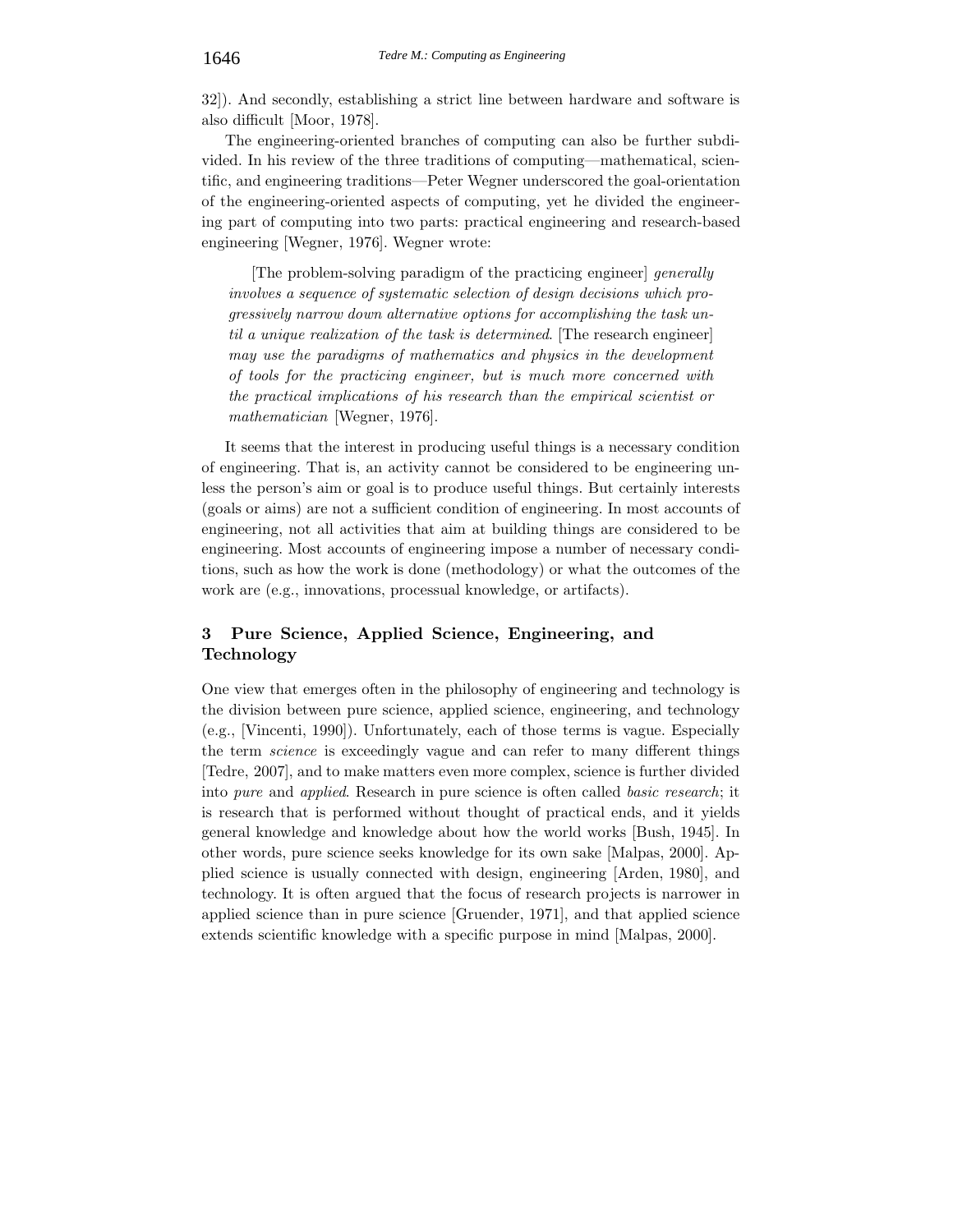32]). And secondly, establishing a strict line between hardware and software is also difficult [Moor, 1978].

The engineering-oriented branches of computing can also be further subdivided. In his review of the three traditions of computing—mathematical, scientific, and engineering traditions—Peter Wegner underscored the goal-orientation of the engineering-oriented aspects of computing, yet he divided the engineering part of computing into two parts: practical engineering and research-based engineering [Wegner, 1976]. Wegner wrote:

> [The problem-solving paradigm of the practicing engineer] *generally involves a sequence of systematic selection of design decisions which progressively narrow down alternative options for accomplishing the task until a unique realization of the task is determined*. [The research engineer] *may use the paradigms of mathematics and physics in the development of tools for the practicing engineer, but is much more concerned with the practical implications of his research than the empirical scientist or mathematician* [Wegner, 1976].

It seems that the interest in producing useful things is a necessary condition of engineering. That is, an activity cannot be considered to be engineering unless the person's aim or goal is to produce useful things. But certainly interests (goals or aims) are not a sufficient condition of engineering. In most accounts of engineering, not all activities that aim at building things are considered to be engineering. Most accounts of engineering impose a number of necessary conditions, such as how the work is done (methodology) or what the outcomes of the work are (e.g., innovations, processual knowledge, or artifacts).

## 3 Pure Science, Applied Science, Engineering, and Technology

One view that emerges often in the philosophy of engineering and technology is the division between pure science, applied science, engineering, and technology (e.g., [Vincenti, 1990]). Unfortunately, each of those terms is vague. Especially the term *science* is exceedingly vague and can refer to many different things [Tedre, 2007], and to make matters even more complex, science is further divided into *pure* and *applied*. Research in pure science is often called *basic research*; it is research that is performed without thought of practical ends, and it yields general knowledge and knowledge about how the world works [Bush, 1945]. In other words, pure science seeks knowledge for its own sake [Malpas, 2000]. Applied science is usually connected with design, engineering [Arden, 1980], and technology. It is often argued that the focus of research projects is narrower in applied science than in pure science [Gruender, 1971], and that applied science extends scientific knowledge with a specific purpose in mind [Malpas, 2000].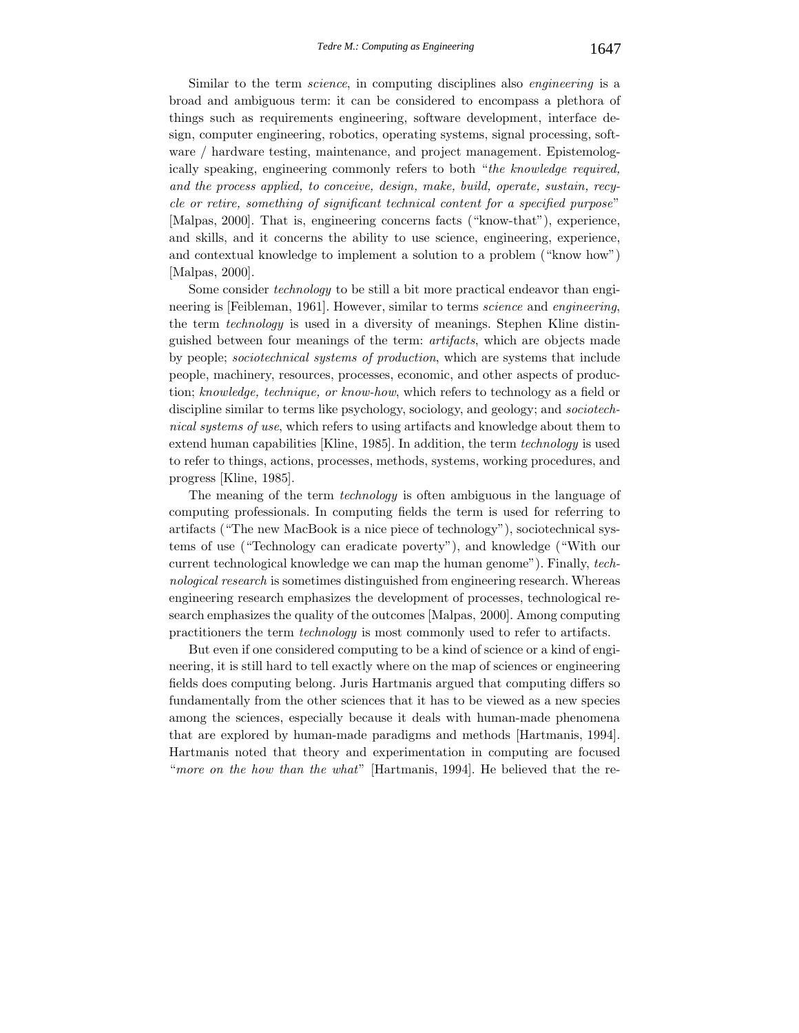Similar to the term *science*, in computing disciplines also *engineering* is a broad and ambiguous term: it can be considered to encompass a plethora of things such as requirements engineering, software development, interface design, computer engineering, robotics, operating systems, signal processing, software / hardware testing, maintenance, and project management. Epistemologically speaking, engineering commonly refers to both "*the knowledge required, and the process applied, to conceive, design, make, build, operate, sustain, recycle or retire, something of significant technical content for a specified purpose*" [Malpas, 2000]. That is, engineering concerns facts ("know-that"), experience, and skills, and it concerns the ability to use science, engineering, experience, and contextual knowledge to implement a solution to a problem ("know how") [Malpas, 2000].

Some consider *technology* to be still a bit more practical endeavor than engineering is [Feibleman, 1961]. However, similar to terms *science* and *engineering*, the term *technology* is used in a diversity of meanings. Stephen Kline distinguished between four meanings of the term: *artifacts*, which are objects made by people; *sociotechnical systems of production*, which are systems that include people, machinery, resources, processes, economic, and other aspects of production; *knowledge, technique, or know-how*, which refers to technology as a field or discipline similar to terms like psychology, sociology, and geology; and *sociotechnical systems of use*, which refers to using artifacts and knowledge about them to extend human capabilities [Kline, 1985]. In addition, the term *technology* is used to refer to things, actions, processes, methods, systems, working procedures, and progress [Kline, 1985].

The meaning of the term *technology* is often ambiguous in the language of computing professionals. In computing fields the term is used for referring to artifacts ("The new MacBook is a nice piece of technology"), sociotechnical systems of use ("Technology can eradicate poverty"), and knowledge ("With our current technological knowledge we can map the human genome"). Finally, *technological research* is sometimes distinguished from engineering research. Whereas engineering research emphasizes the development of processes, technological research emphasizes the quality of the outcomes [Malpas, 2000]. Among computing practitioners the term *technology* is most commonly used to refer to artifacts.

But even if one considered computing to be a kind of science or a kind of engineering, it is still hard to tell exactly where on the map of sciences or engineering fields does computing belong. Juris Hartmanis argued that computing differs so fundamentally from the other sciences that it has to be viewed as a new species among the sciences, especially because it deals with human-made phenomena that are explored by human-made paradigms and methods [Hartmanis, 1994]. Hartmanis noted that theory and experimentation in computing are focused "*more on the how than the what*" [Hartmanis, 1994]. He believed that the re-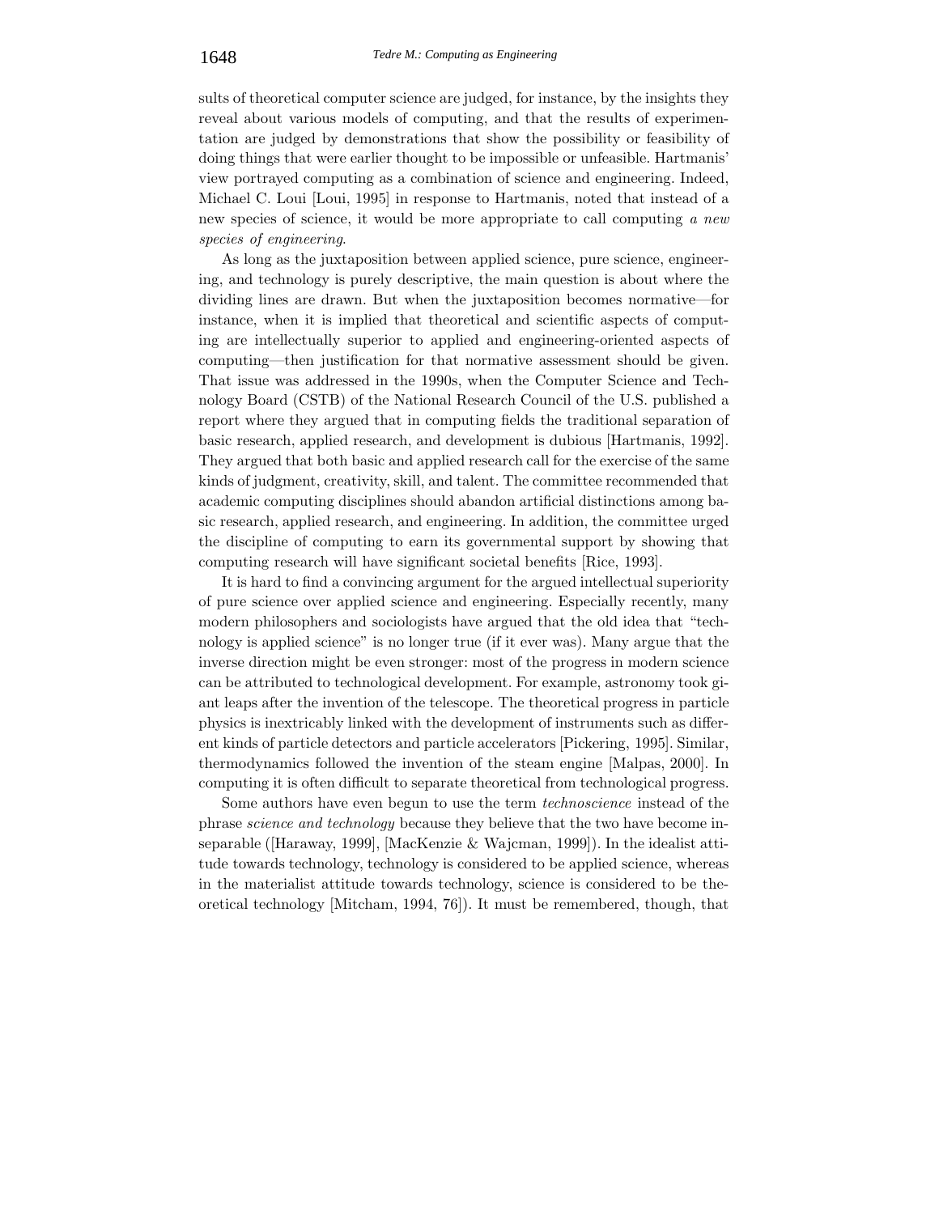sults of theoretical computer science are judged, for instance, by the insights they reveal about various models of computing, and that the results of experimentation are judged by demonstrations that show the possibility or feasibility of doing things that were earlier thought to be impossible or unfeasible. Hartmanis' view portrayed computing as a combination of science and engineering. Indeed, Michael C. Loui [Loui, 1995] in response to Hartmanis, noted that instead of a new species of science, it would be more appropriate to call computing *a new species of engineering*.

As long as the juxtaposition between applied science, pure science, engineering, and technology is purely descriptive, the main question is about where the dividing lines are drawn. But when the juxtaposition becomes normative—for instance, when it is implied that theoretical and scientific aspects of computing are intellectually superior to applied and engineering-oriented aspects of computing—then justification for that normative assessment should be given. That issue was addressed in the 1990s, when the Computer Science and Technology Board (CSTB) of the National Research Council of the U.S. published a report where they argued that in computing fields the traditional separation of basic research, applied research, and development is dubious [Hartmanis, 1992]. They argued that both basic and applied research call for the exercise of the same kinds of judgment, creativity, skill, and talent. The committee recommended that academic computing disciplines should abandon artificial distinctions among basic research, applied research, and engineering. In addition, the committee urged the discipline of computing to earn its governmental support by showing that computing research will have significant societal benefits [Rice, 1993].

It is hard to find a convincing argument for the argued intellectual superiority of pure science over applied science and engineering. Especially recently, many modern philosophers and sociologists have argued that the old idea that "technology is applied science" is no longer true (if it ever was). Many argue that the inverse direction might be even stronger: most of the progress in modern science can be attributed to technological development. For example, astronomy took giant leaps after the invention of the telescope. The theoretical progress in particle physics is inextricably linked with the development of instruments such as different kinds of particle detectors and particle accelerators [Pickering, 1995]. Similar, thermodynamics followed the invention of the steam engine [Malpas, 2000]. In computing it is often difficult to separate theoretical from technological progress.

Some authors have even begun to use the term *technoscience* instead of the phrase *science and technology* because they believe that the two have become inseparable ([Haraway, 1999], [MacKenzie & Wajcman, 1999]). In the idealist attitude towards technology, technology is considered to be applied science, whereas in the materialist attitude towards technology, science is considered to be theoretical technology [Mitcham, 1994, 76]). It must be remembered, though, that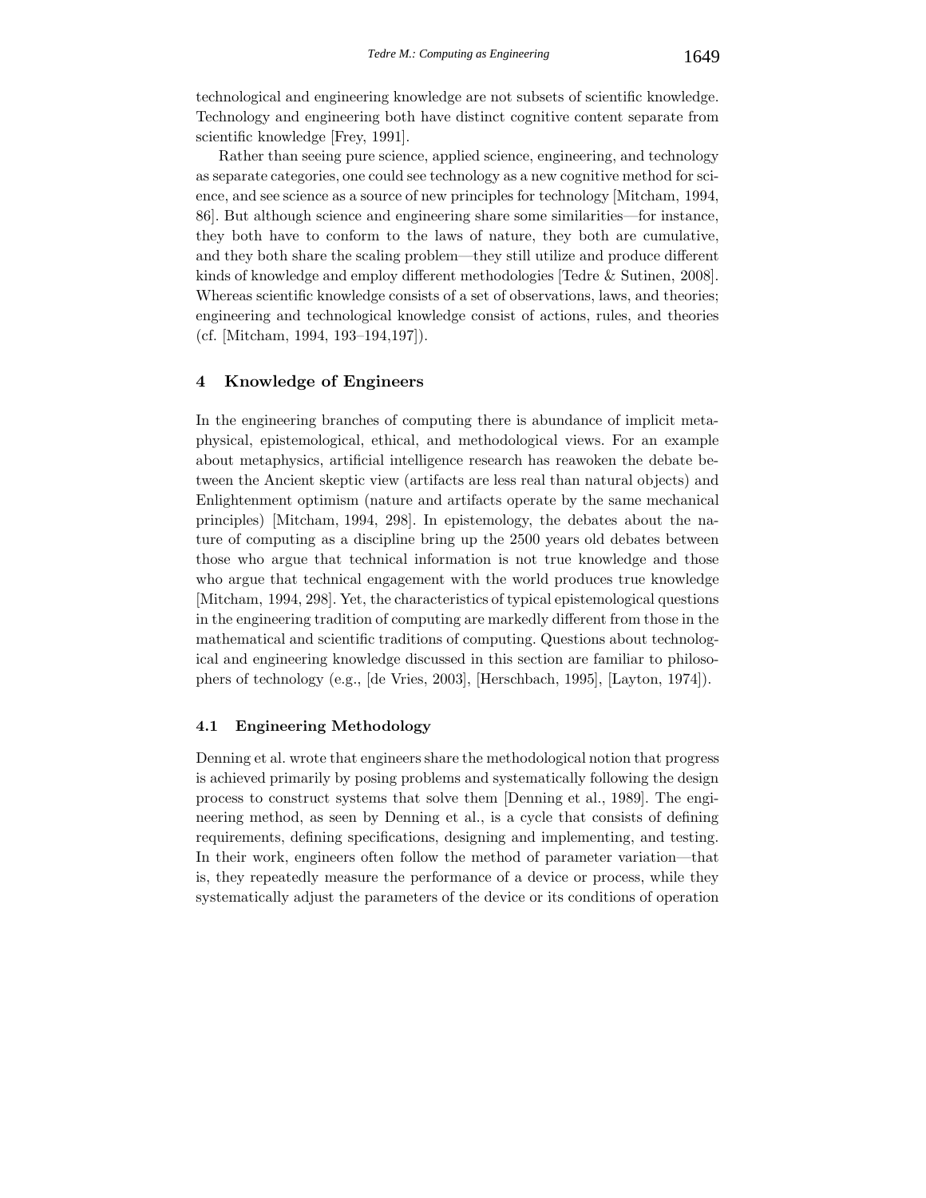technological and engineering knowledge are not subsets of scientific knowledge. Technology and engineering both have distinct cognitive content separate from scientific knowledge [Frey, 1991].

Rather than seeing pure science, applied science, engineering, and technology as separate categories, one could see technology as a new cognitive method for science, and see science as a source of new principles for technology [Mitcham, 1994, 86]. But although science and engineering share some similarities—for instance, they both have to conform to the laws of nature, they both are cumulative, and they both share the scaling problem—they still utilize and produce different kinds of knowledge and employ different methodologies [Tedre & Sutinen, 2008]. Whereas scientific knowledge consists of a set of observations, laws, and theories; engineering and technological knowledge consist of actions, rules, and theories (cf. [Mitcham, 1994, 193–194,197]).

## 4 Knowledge of Engineers

In the engineering branches of computing there is abundance of implicit metaphysical, epistemological, ethical, and methodological views. For an example about metaphysics, artificial intelligence research has reawoken the debate between the Ancient skeptic view (artifacts are less real than natural objects) and Enlightenment optimism (nature and artifacts operate by the same mechanical principles) [Mitcham, 1994, 298]. In epistemology, the debates about the nature of computing as a discipline bring up the 2500 years old debates between those who argue that technical information is not true knowledge and those who argue that technical engagement with the world produces true knowledge [Mitcham, 1994, 298]. Yet, the characteristics of typical epistemological questions in the engineering tradition of computing are markedly different from those in the mathematical and scientific traditions of computing. Questions about technological and engineering knowledge discussed in this section are familiar to philosophers of technology (e.g., [de Vries, 2003], [Herschbach, 1995], [Layton, 1974]).

### 4.1 Engineering Methodology

Denning et al. wrote that engineers share the methodological notion that progress is achieved primarily by posing problems and systematically following the design process to construct systems that solve them [Denning et al., 1989]. The engineering method, as seen by Denning et al., is a cycle that consists of defining requirements, defining specifications, designing and implementing, and testing. In their work, engineers often follow the method of parameter variation—that is, they repeatedly measure the performance of a device or process, while they systematically adjust the parameters of the device or its conditions of operation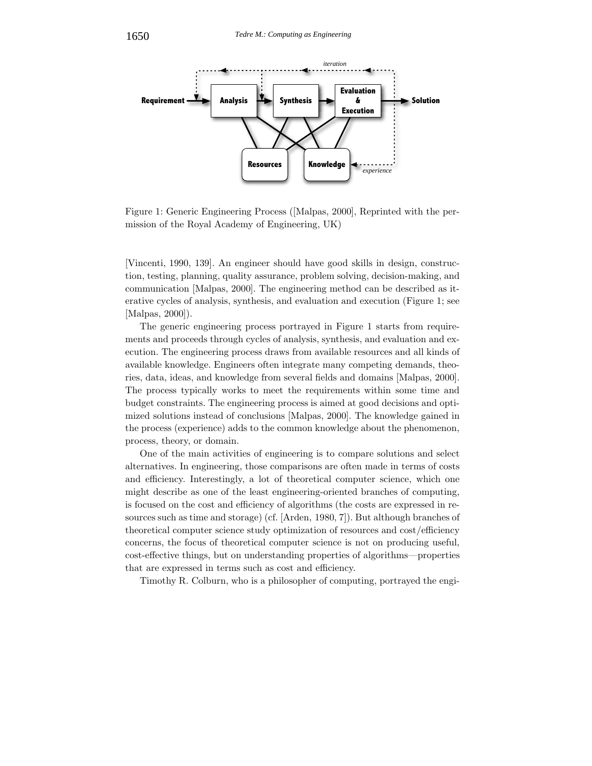Figure 1: Generic Engineering Process ([Malpas, 2000], Reprinted with the permission of the Royal Academy of Engineering, UK)

[Vincenti, 1990, 139]. An engineer should have good skills in design, construction, testing, planning, quality assurance, problem solving, decision-making, and communication [Malpas, 2000]. The engineering method can be described as iterative cycles of analysis, synthesis, and evaluation and execution (Figure 1; see [Malpas, 2000]).

The generic engineering process portrayed in Figure 1 starts from requirements and proceeds through cycles of analysis, synthesis, and evaluation and execution. The engineering process draws from available resources and all kinds of available knowledge. Engineers often integrate many competing demands, theories, data, ideas, and knowledge from several fields and domains [Malpas, 2000]. The process typically works to meet the requirements within some time and budget constraints. The engineering process is aimed at good decisions and optimized solutions instead of conclusions [Malpas, 2000]. The knowledge gained in the process (experience) adds to the common knowledge about the phenomenon, process, theory, or domain.

One of the main activities of engineering is to compare solutions and select alternatives. In engineering, those comparisons are often made in terms of costs and efficiency. Interestingly, a lot of theoretical computer science, which one might describe as one of the least engineering-oriented branches of computing, is focused on the cost and efficiency of algorithms (the costs are expressed in resources such as time and storage) (cf. [Arden, 1980, 7]). But although branches of theoretical computer science study optimization of resources and cost/efficiency concerns, the focus of theoretical computer science is not on producing useful, cost-effective things, but on understanding properties of algorithms—properties that are expressed in terms such as cost and efficiency.

Timothy R. Colburn, who is a philosopher of computing, portrayed the engi-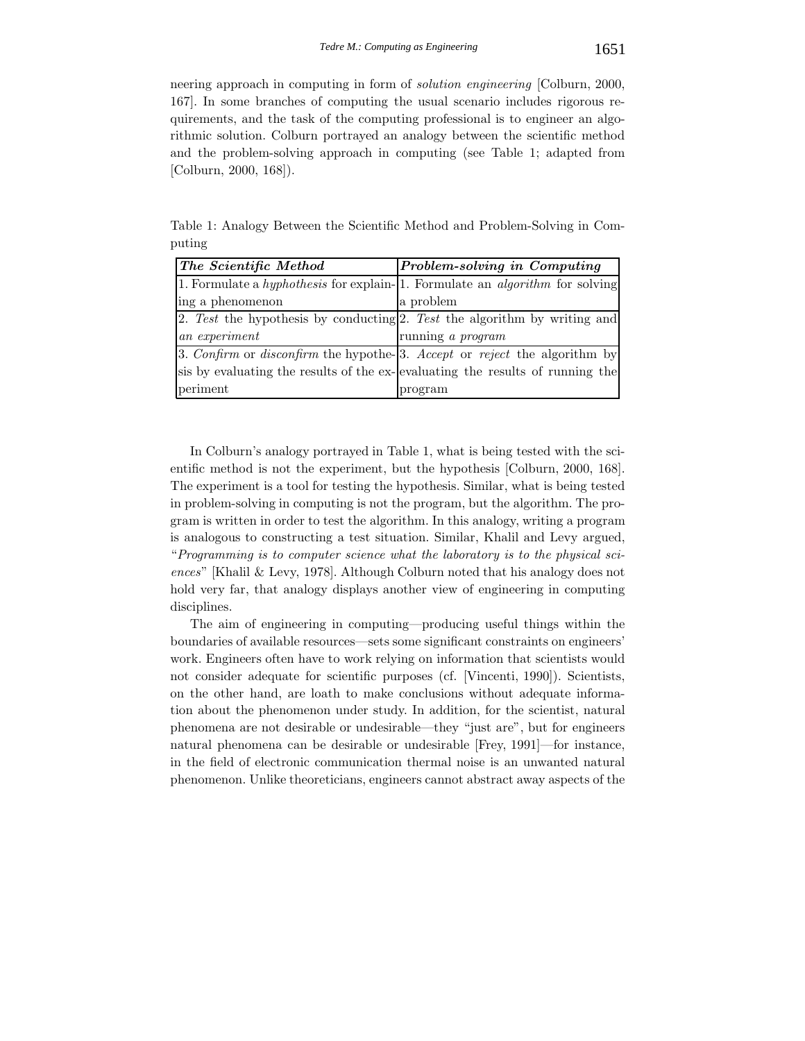neering approach in computing in form of *solution engineering* [Colburn, 2000, 167]. In some branches of computing the usual scenario includes rigorous requirements, and the task of the computing professional is to engineer an algorithmic solution. Colburn portrayed an analogy between the scientific method and the problem-solving approach in computing (see Table 1; adapted from [Colburn, 2000, 168]).

Table 1: Analogy Between the Scientific Method and Problem-Solving in Computing

| ***The Scientific Method*** | ***Problem-solving in Computing*** |
|---|---|
| 1. Formulate a *hyphothesis* for explaining a phenomenon | 1. Formulate an *algorithm* for solving a problem |
| 2. *Test* the hypothesis by conducting *an experiment* | 2. *Test* the algorithm by writing and running *a program* |
| 3. *Confirm* or *disconfirm* the hypothesis by evaluating the results of the experiment | 3. *Accept* or *reject* the algorithm by evaluating the results of running the program |

In Colburn's analogy portrayed in Table 1, what is being tested with the scientific method is not the experiment, but the hypothesis [Colburn, 2000, 168]. The experiment is a tool for testing the hypothesis. Similar, what is being tested in problem-solving in computing is not the program, but the algorithm. The program is written in order to test the algorithm. In this analogy, writing a program is analogous to constructing a test situation. Similar, Khalil and Levy argued, "*Programming is to computer science what the laboratory is to the physical sciences*" [Khalil & Levy, 1978]. Although Colburn noted that his analogy does not hold very far, that analogy displays another view of engineering in computing disciplines.

The aim of engineering in computing—producing useful things within the boundaries of available resources—sets some significant constraints on engineers' work. Engineers often have to work relying on information that scientists would not consider adequate for scientific purposes (cf. [Vincenti, 1990]). Scientists, on the other hand, are loath to make conclusions without adequate information about the phenomenon under study. In addition, for the scientist, natural phenomena are not desirable or undesirable—they "just are", but for engineers natural phenomena can be desirable or undesirable [Frey, 1991]—for instance, in the field of electronic communication thermal noise is an unwanted natural phenomenon. Unlike theoreticians, engineers cannot abstract away aspects of the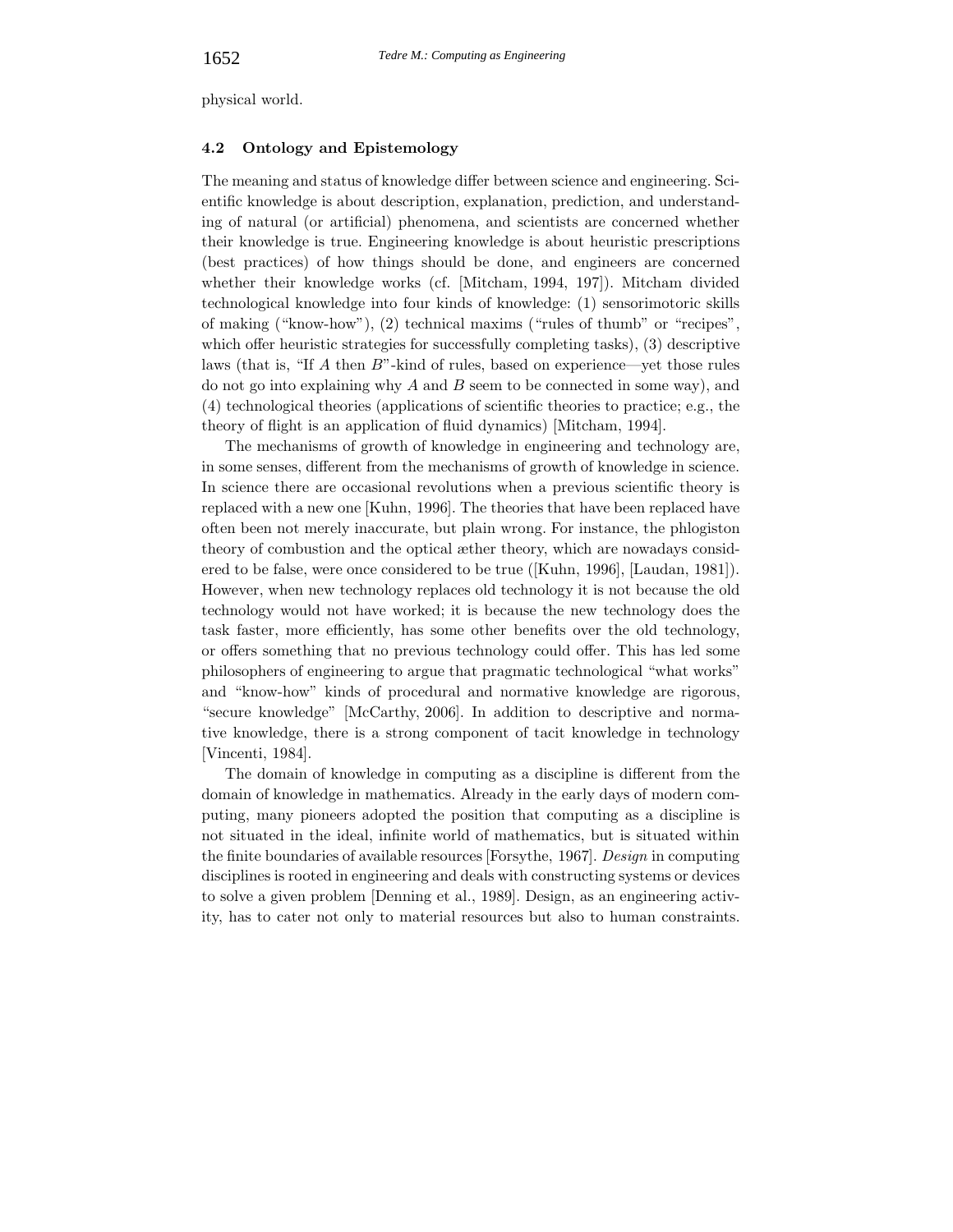physical world.

### 4.2 Ontology and Epistemology

The meaning and status of knowledge differ between science and engineering. Scientific knowledge is about description, explanation, prediction, and understanding of natural (or artificial) phenomena, and scientists are concerned whether their knowledge is true. Engineering knowledge is about heuristic prescriptions (best practices) of how things should be done, and engineers are concerned whether their knowledge works (cf. [Mitcham, 1994, 197]). Mitcham divided technological knowledge into four kinds of knowledge: (1) sensorimotoric skills of making ("know-how"), (2) technical maxims ("rules of thumb" or "recipes", which offer heuristic strategies for successfully completing tasks), (3) descriptive laws (that is, "If $A$ then $B$"-kind of rules, based on experience—yet those rules do not go into explaining why $A$ and $B$ seem to be connected in some way), and (4) technological theories (applications of scientific theories to practice; e.g., the theory of flight is an application of fluid dynamics) [Mitcham, 1994].

The mechanisms of growth of knowledge in engineering and technology are, in some senses, different from the mechanisms of growth of knowledge in science. In science there are occasional revolutions when a previous scientific theory is replaced with a new one [Kuhn, 1996]. The theories that have been replaced have often been not merely inaccurate, but plain wrong. For instance, the phlogiston theory of combustion and the optical æther theory, which are nowadays considered to be false, were once considered to be true ([Kuhn, 1996], [Laudan, 1981]). However, when new technology replaces old technology it is not because the old technology would not have worked; it is because the new technology does the task faster, more efficiently, has some other benefits over the old technology, or offers something that no previous technology could offer. This has led some philosophers of engineering to argue that pragmatic technological "what works" and "know-how" kinds of procedural and normative knowledge are rigorous, "secure knowledge" [McCarthy, 2006]. In addition to descriptive and normative knowledge, there is a strong component of tacit knowledge in technology [Vincenti, 1984].

The domain of knowledge in computing as a discipline is different from the domain of knowledge in mathematics. Already in the early days of modern computing, many pioneers adopted the position that computing as a discipline is not situated in the ideal, infinite world of mathematics, but is situated within the finite boundaries of available resources [Forsythe, 1967]. *Design* in computing disciplines is rooted in engineering and deals with constructing systems or devices to solve a given problem [Denning et al., 1989]. Design, as an engineering activity, has to cater not only to material resources but also to human constraints.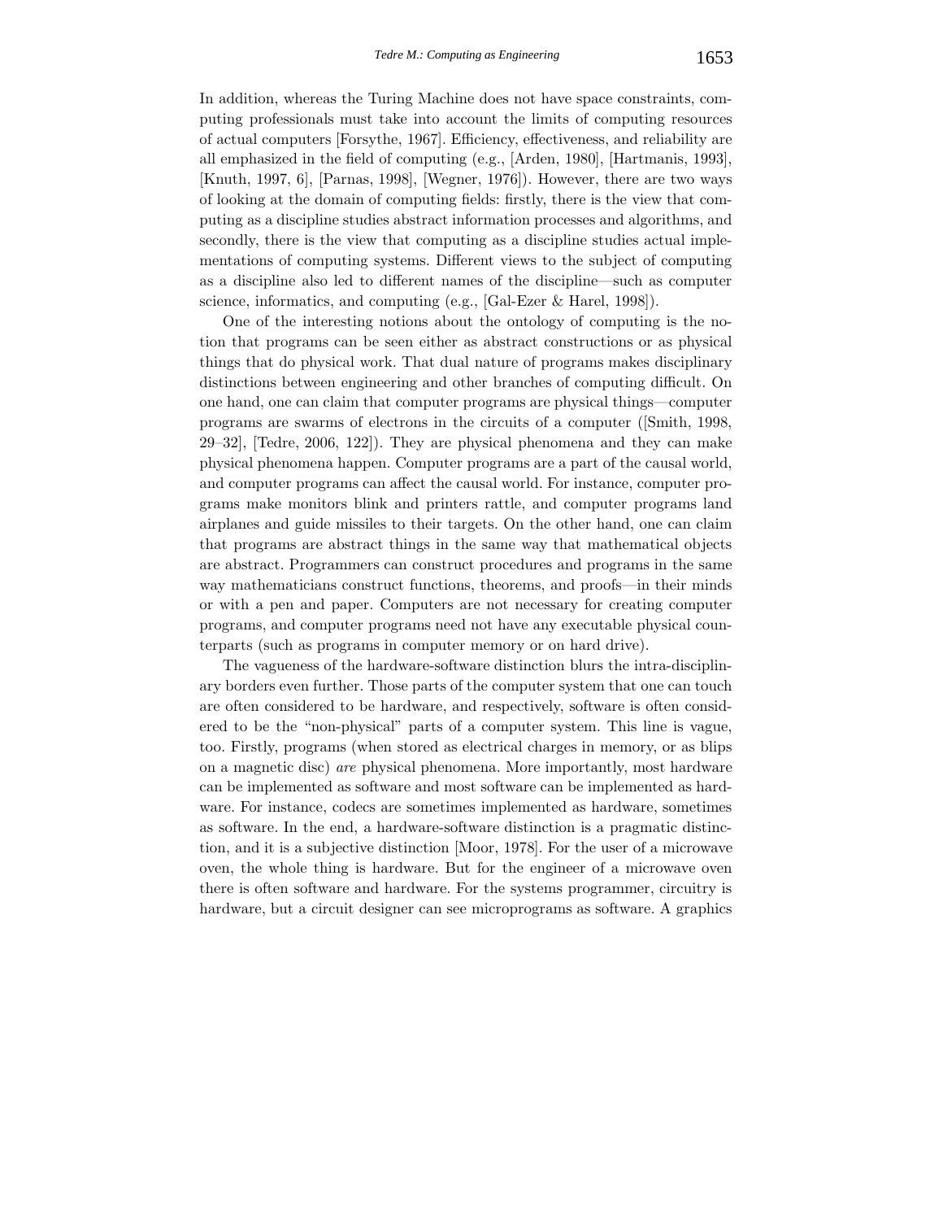In addition, whereas the Turing Machine does not have space constraints, computing professionals must take into account the limits of computing resources of actual computers [Forsythe, 1967]. Efficiency, effectiveness, and reliability are all emphasized in the field of computing (e.g., [Arden, 1980], [Hartmanis, 1993], [Knuth, 1997, 6], [Parnas, 1998], [Wegner, 1976]). However, there are two ways of looking at the domain of computing fields: firstly, there is the view that computing as a discipline studies abstract information processes and algorithms, and secondly, there is the view that computing as a discipline studies actual implementations of computing systems. Different views to the subject of computing as a discipline also led to different names of the discipline—such as computer science, informatics, and computing (e.g., [Gal-Ezer & Harel, 1998]).

One of the interesting notions about the ontology of computing is the notion that programs can be seen either as abstract constructions or as physical things that do physical work. That dual nature of programs makes disciplinary distinctions between engineering and other branches of computing difficult. On one hand, one can claim that computer programs are physical things—computer programs are swarms of electrons in the circuits of a computer ([Smith, 1998, 29–32], [Tedre, 2006, 122]). They are physical phenomena and they can make physical phenomena happen. Computer programs are a part of the causal world, and computer programs can affect the causal world. For instance, computer programs make monitors blink and printers rattle, and computer programs land airplanes and guide missiles to their targets. On the other hand, one can claim that programs are abstract things in the same way that mathematical objects are abstract. Programmers can construct procedures and programs in the same way mathematicians construct functions, theorems, and proofs—in their minds or with a pen and paper. Computers are not necessary for creating computer programs, and computer programs need not have any executable physical counterparts (such as programs in computer memory or on hard drive).

The vagueness of the hardware-software distinction blurs the intra-disciplinary borders even further. Those parts of the computer system that one can touch are often considered to be hardware, and respectively, software is often considered to be the "non-physical" parts of a computer system. This line is vague, too. Firstly, programs (when stored as electrical charges in memory, or as blips on a magnetic disc) *are* physical phenomena. More importantly, most hardware can be implemented as software and most software can be implemented as hardware. For instance, codecs are sometimes implemented as hardware, sometimes as software. In the end, a hardware-software distinction is a pragmatic distinction, and it is a subjective distinction [Moor, 1978]. For the user of a microwave oven, the whole thing is hardware. But for the engineer of a microwave oven there is often software and hardware. For the systems programmer, circuitry is hardware, but a circuit designer can see microprograms as software. A graphics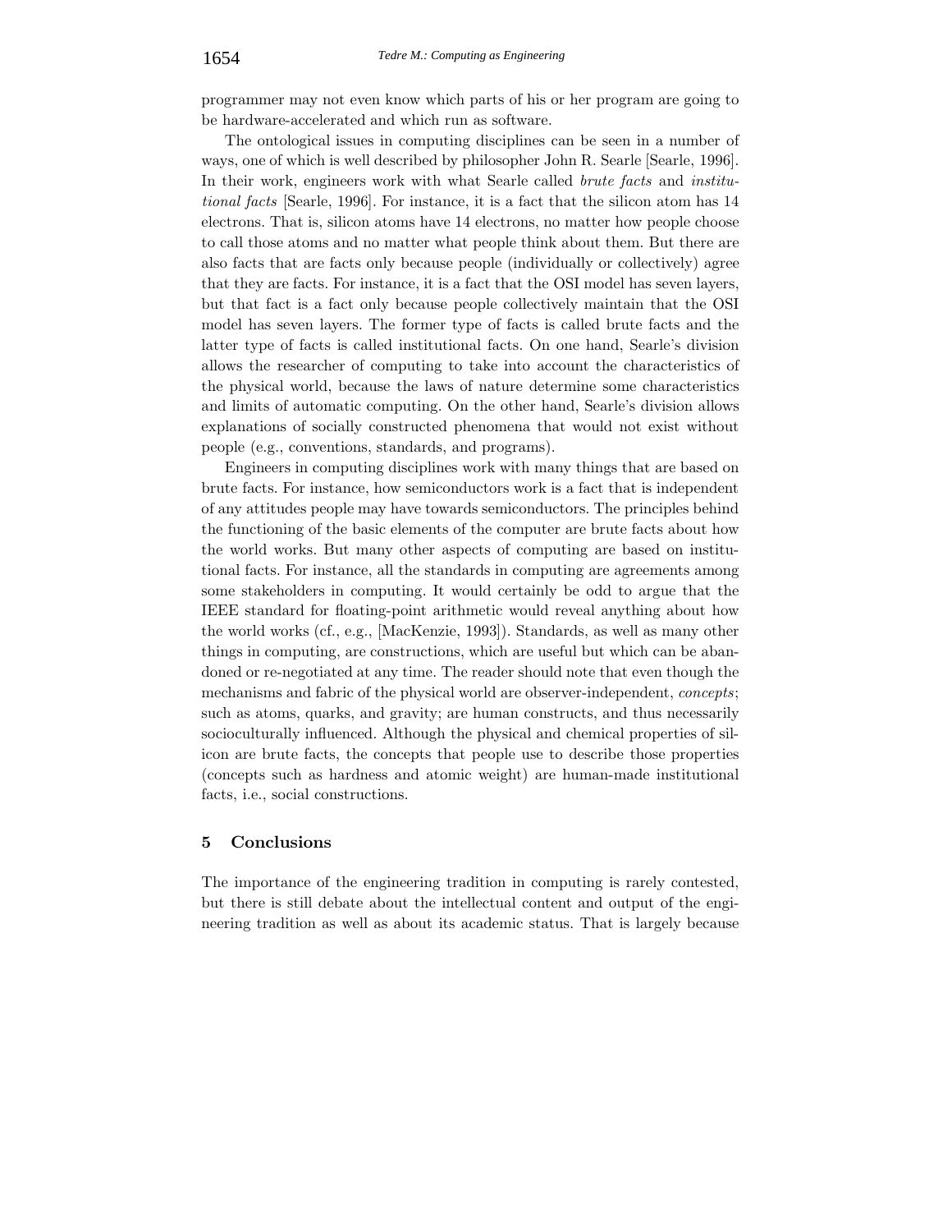programmer may not even know which parts of his or her program are going to be hardware-accelerated and which run as software.

The ontological issues in computing disciplines can be seen in a number of ways, one of which is well described by philosopher John R. Searle [Searle, 1996]. In their work, engineers work with what Searle called *brute facts* and *institutional facts* [Searle, 1996]. For instance, it is a fact that the silicon atom has 14 electrons. That is, silicon atoms have 14 electrons, no matter how people choose to call those atoms and no matter what people think about them. But there are also facts that are facts only because people (individually or collectively) agree that they are facts. For instance, it is a fact that the OSI model has seven layers, but that fact is a fact only because people collectively maintain that the OSI model has seven layers. The former type of facts is called brute facts and the latter type of facts is called institutional facts. On one hand, Searle's division allows the researcher of computing to take into account the characteristics of the physical world, because the laws of nature determine some characteristics and limits of automatic computing. On the other hand, Searle's division allows explanations of socially constructed phenomena that would not exist without people (e.g., conventions, standards, and programs).

Engineers in computing disciplines work with many things that are based on brute facts. For instance, how semiconductors work is a fact that is independent of any attitudes people may have towards semiconductors. The principles behind the functioning of the basic elements of the computer are brute facts about how the world works. But many other aspects of computing are based on institutional facts. For instance, all the standards in computing are agreements among some stakeholders in computing. It would certainly be odd to argue that the IEEE standard for floating-point arithmetic would reveal anything about how the world works (cf., e.g., [MacKenzie, 1993]). Standards, as well as many other things in computing, are constructions, which are useful but which can be abandoned or re-negotiated at any time. The reader should note that even though the mechanisms and fabric of the physical world are observer-independent, *concepts*; such as atoms, quarks, and gravity; are human constructs, and thus necessarily socioculturally influenced. Although the physical and chemical properties of silicon are brute facts, the concepts that people use to describe those properties (concepts such as hardness and atomic weight) are human-made institutional facts, i.e., social constructions.

## 5 Conclusions

The importance of the engineering tradition in computing is rarely contested, but there is still debate about the intellectual content and output of the engineering tradition as well as about its academic status. That is largely because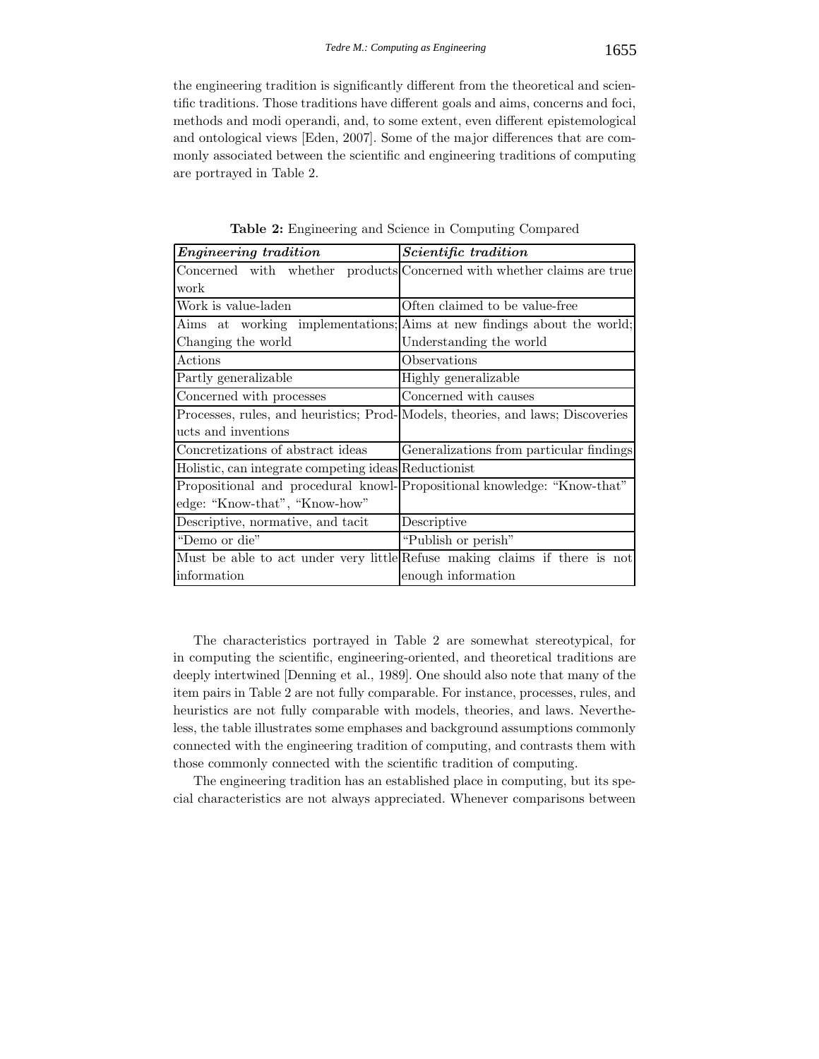the engineering tradition is significantly different from the theoretical and scientific traditions. Those traditions have different goals and aims, concerns and foci, methods and modi operandi, and, to some extent, even different epistemological and ontological views [Eden, 2007]. Some of the major differences that are commonly associated between the scientific and engineering traditions of computing are portrayed in Table 2.

**Table 2:** Engineering and Science in Computing Compared

| ***Engineering tradition*** | ***Scientific tradition*** |
|---|---|
| Concerned with whether products work | Concerned with whether claims are true |
| Work is value-laden | Often claimed to be value-free |
| Aims at working implementations; Changing the world | Aims at new findings about the world; Understanding the world |
| Actions | Observations |
| Partly generalizable | Highly generalizable |
| Concerned with processes | Concerned with causes |
| Processes, rules, and heuristics; Products and inventions | Models, theories, and laws; Discoveries |
| Concretizations of abstract ideas | Generalizations from particular findings |
| Holistic, can integrate competing ideas | Reductionist |
| Propositional and procedural knowledge: "Know-that", "Know-how" | Propositional knowledge: "Know-that" |
| Descriptive, normative, and tacit | Descriptive |
| "Demo or die" | "Publish or perish" |
| Must be able to act under very little information | Refuse making claims if there is not enough information |

The characteristics portrayed in Table 2 are somewhat stereotypical, for in computing the scientific, engineering-oriented, and theoretical traditions are deeply intertwined [Denning et al., 1989]. One should also note that many of the item pairs in Table 2 are not fully comparable. For instance, processes, rules, and heuristics are not fully comparable with models, theories, and laws. Nevertheless, the table illustrates some emphases and background assumptions commonly connected with the engineering tradition of computing, and contrasts them with those commonly connected with the scientific tradition of computing.

The engineering tradition has an established place in computing, but its special characteristics are not always appreciated. Whenever comparisons between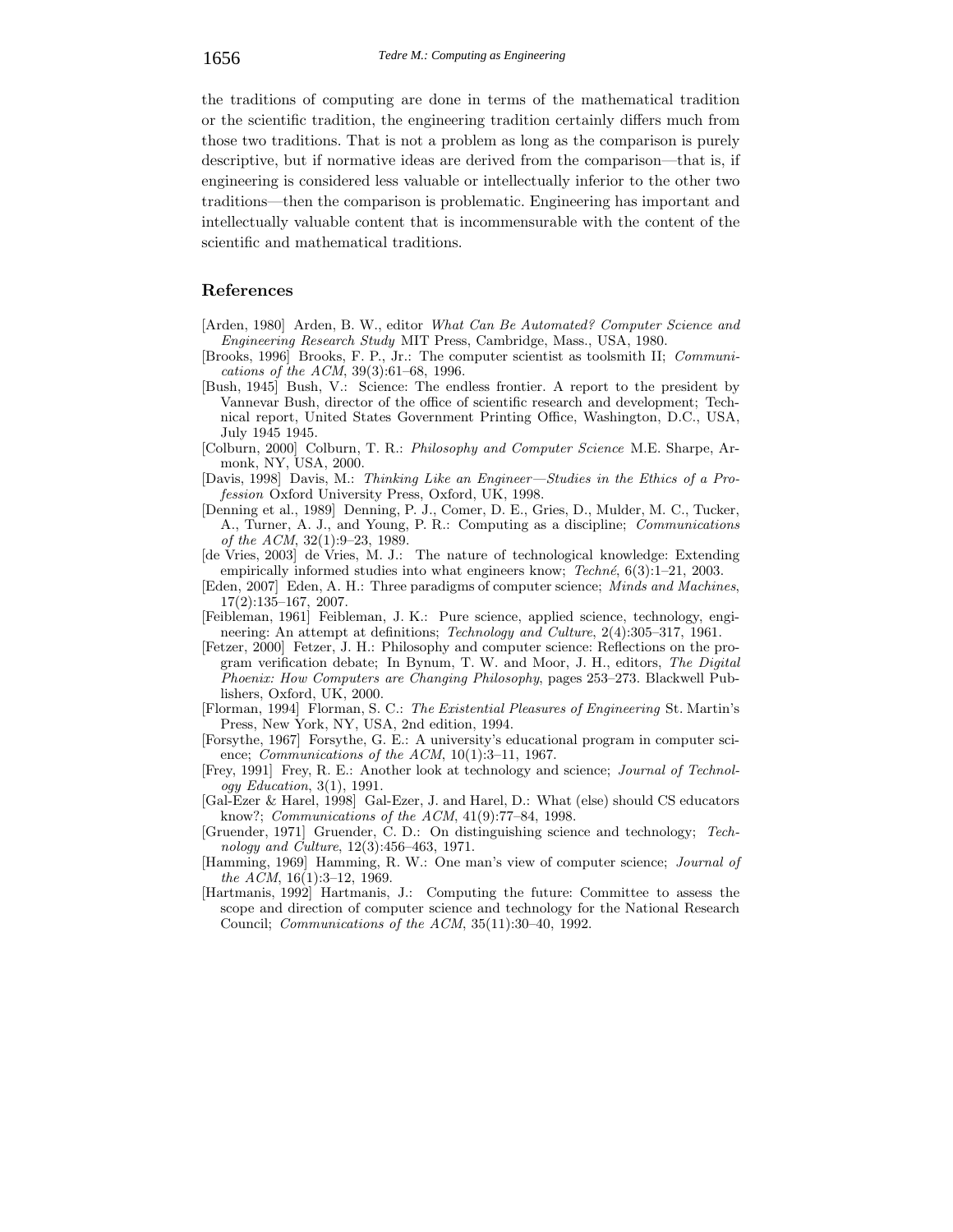the traditions of computing are done in terms of the mathematical tradition or the scientific tradition, the engineering tradition certainly differs much from those two traditions. That is not a problem as long as the comparison is purely descriptive, but if normative ideas are derived from the comparison—that is, if engineering is considered less valuable or intellectually inferior to the other two traditions—then the comparison is problematic. Engineering has important and intellectually valuable content that is incommensurable with the content of the scientific and mathematical traditions.

## References

[Arden, 1980] Arden, B. W., editor *What Can Be Automated? Computer Science and Engineering Research Study* MIT Press, Cambridge, Mass., USA, 1980.

[Brooks, 1996] Brooks, F. P., Jr.: The computer scientist as toolsmith II; *Communications of the ACM*, 39(3):61–68, 1996.

[Bush, 1945] Bush, V.: Science: The endless frontier. A report to the president by Vannevar Bush, director of the office of scientific research and development; Technical report, United States Government Printing Office, Washington, D.C., USA, July 1945 1945.

[Colburn, 2000] Colburn, T. R.: *Philosophy and Computer Science* M.E. Sharpe, Armonk, NY, USA, 2000.

[Davis, 1998] Davis, M.: *Thinking Like an Engineer—Studies in the Ethics of a Profession* Oxford University Press, Oxford, UK, 1998.

[Denning et al., 1989] Denning, P. J., Comer, D. E., Gries, D., Mulder, M. C., Tucker, A., Turner, A. J., and Young, P. R.: Computing as a discipline; *Communications of the ACM*, 32(1):9–23, 1989.

[de Vries, 2003] de Vries, M. J.: The nature of technological knowledge: Extending empirically informed studies into what engineers know; *Techné*, 6(3):1–21, 2003.

[Eden, 2007] Eden, A. H.: Three paradigms of computer science; *Minds and Machines*, 17(2):135–167, 2007.

[Feibleman, 1961] Feibleman, J. K.: Pure science, applied science, technology, engineering: An attempt at definitions; *Technology and Culture*, 2(4):305–317, 1961.

[Fetzer, 2000] Fetzer, J. H.: Philosophy and computer science: Reflections on the program verification debate; In Bynum, T. W. and Moor, J. H., editors, *The Digital Phoenix: How Computers are Changing Philosophy*, pages 253–273. Blackwell Publishers, Oxford, UK, 2000.

[Florman, 1994] Florman, S. C.: *The Existential Pleasures of Engineering* St. Martin's Press, New York, NY, USA, 2nd edition, 1994.

[Forsythe, 1967] Forsythe, G. E.: A university's educational program in computer science; *Communications of the ACM*, 10(1):3–11, 1967.

[Frey, 1991] Frey, R. E.: Another look at technology and science; *Journal of Technology Education*, 3(1), 1991.

[Gal-Ezer & Harel, 1998] Gal-Ezer, J. and Harel, D.: What (else) should CS educators know?; *Communications of the ACM*, 41(9):77–84, 1998.

[Gruender, 1971] Gruender, C. D.: On distinguishing science and technology; *Technology and Culture*, 12(3):456–463, 1971.

[Hamming, 1969] Hamming, R. W.: One man's view of computer science; *Journal of the ACM*, 16(1):3–12, 1969.

[Hartmanis, 1992] Hartmanis, J.: Computing the future: Committee to assess the scope and direction of computer science and technology for the National Research Council; *Communications of the ACM*, 35(11):30–40, 1992.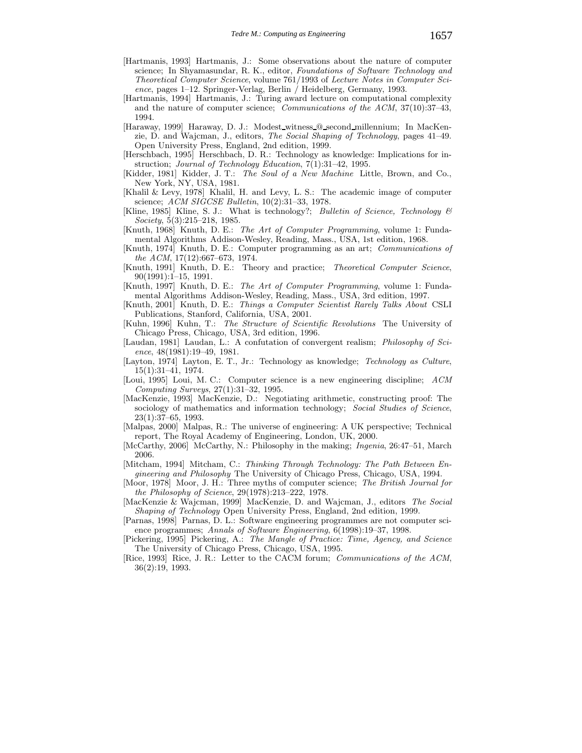[Hartmanis, 1993] Hartmanis, J.: Some observations about the nature of computer science; In Shyamasundar, R. K., editor, *Foundations of Software Technology and Theoretical Computer Science*, volume 761/1993 of *Lecture Notes in Computer Science*, pages 1–12. Springer-Verlag, Berlin / Heidelberg, Germany, 1993.

[Hartmanis, 1994] Hartmanis, J.: Turing award lecture on computational complexity and the nature of computer science; *Communications of the ACM*, 37(10):37–43, 1994.

[Haraway, 1999] Haraway, D. J.: Modest_witness_@_second_millennium; In MacKenzie, D. and Wajcman, J., editors, *The Social Shaping of Technology*, pages 41–49. Open University Press, England, 2nd edition, 1999.

[Herschbach, 1995] Herschbach, D. R.: Technology as knowledge: Implications for instruction; *Journal of Technology Education*, 7(1):31–42, 1995.

[Kidder, 1981] Kidder, J. T.: *The Soul of a New Machine* Little, Brown, and Co., New York, NY, USA, 1981.

[Khalil & Levy, 1978] Khalil, H. and Levy, L. S.: The academic image of computer science; *ACM SIGCSE Bulletin*, 10(2):31–33, 1978.

[Kline, 1985] Kline, S. J.: What is technology?; *Bulletin of Science, Technology & Society*, 5(3):215–218, 1985.

[Knuth, 1968] Knuth, D. E.: *The Art of Computer Programming*, volume 1: Fundamental Algorithms Addison-Wesley, Reading, Mass., USA, 1st edition, 1968.

[Knuth, 1974] Knuth, D. E.: Computer programming as an art; *Communications of the ACM*, 17(12):667–673, 1974.

[Knuth, 1991] Knuth, D. E.: Theory and practice; *Theoretical Computer Science*, 90(1991):1–15, 1991.

[Knuth, 1997] Knuth, D. E.: *The Art of Computer Programming*, volume 1: Fundamental Algorithms Addison-Wesley, Reading, Mass., USA, 3rd edition, 1997.

[Knuth, 2001] Knuth, D. E.: *Things a Computer Scientist Rarely Talks About* CSLI Publications, Stanford, California, USA, 2001.

[Kuhn, 1996] Kuhn, T.: *The Structure of Scientific Revolutions* The University of Chicago Press, Chicago, USA, 3rd edition, 1996.

[Laudan, 1981] Laudan, L.: A confutation of convergent realism; *Philosophy of Science*, 48(1981):19–49, 1981.

[Layton, 1974] Layton, E. T., Jr.: Technology as knowledge; *Technology as Culture*, 15(1):31–41, 1974.

[Loui, 1995] Loui, M. C.: Computer science is a new engineering discipline; *ACM Computing Surveys*, 27(1):31–32, 1995.

[MacKenzie, 1993] MacKenzie, D.: Negotiating arithmetic, constructing proof: The sociology of mathematics and information technology; *Social Studies of Science*, 23(1):37–65, 1993.

[Malpas, 2000] Malpas, R.: The universe of engineering: A UK perspective; Technical report, The Royal Academy of Engineering, London, UK, 2000.

[McCarthy, 2006] McCarthy, N.: Philosophy in the making; *Ingenia*, 26:47–51, March 2006.

[Mitcham, 1994] Mitcham, C.: *Thinking Through Technology: The Path Between Engineering and Philosophy* The University of Chicago Press, Chicago, USA, 1994.

[Moor, 1978] Moor, J. H.: Three myths of computer science; *The British Journal for the Philosophy of Science*, 29(1978):213–222, 1978.

[MacKenzie & Wajcman, 1999] MacKenzie, D. and Wajcman, J., editors *The Social Shaping of Technology* Open University Press, England, 2nd edition, 1999.

[Parnas, 1998] Parnas, D. L.: Software engineering programmes are not computer science programmes; *Annals of Software Engineering*, 6(1998):19–37, 1998.

[Pickering, 1995] Pickering, A.: *The Mangle of Practice: Time, Agency, and Science* The University of Chicago Press, Chicago, USA, 1995.

[Rice, 1993] Rice, J. R.: Letter to the CACM forum; *Communications of the ACM*, 36(2):19, 1993.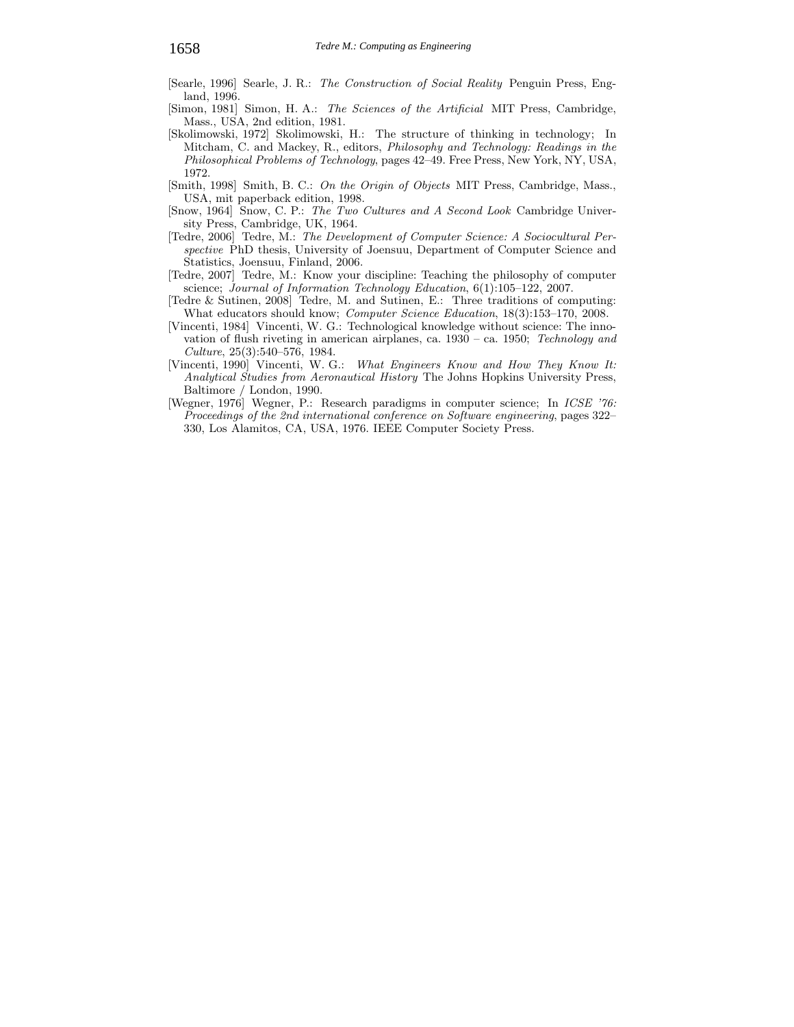[Searle, 1996] Searle, J. R.: *The Construction of Social Reality* Penguin Press, England, 1996.

[Simon, 1981] Simon, H. A.: *The Sciences of the Artificial* MIT Press, Cambridge, Mass., USA, 2nd edition, 1981.

[Skolimowski, 1972] Skolimowski, H.: The structure of thinking in technology; In Mitcham, C. and Mackey, R., editors, *Philosophy and Technology: Readings in the Philosophical Problems of Technology*, pages 42–49. Free Press, New York, NY, USA, 1972.

[Smith, 1998] Smith, B. C.: *On the Origin of Objects* MIT Press, Cambridge, Mass., USA, mit paperback edition, 1998.

[Snow, 1964] Snow, C. P.: *The Two Cultures and A Second Look* Cambridge University Press, Cambridge, UK, 1964.

[Tedre, 2006] Tedre, M.: *The Development of Computer Science: A Sociocultural Perspective* PhD thesis, University of Joensuu, Department of Computer Science and Statistics, Joensuu, Finland, 2006.

[Tedre, 2007] Tedre, M.: Know your discipline: Teaching the philosophy of computer science; *Journal of Information Technology Education*, 6(1):105–122, 2007.

[Tedre & Sutinen, 2008] Tedre, M. and Sutinen, E.: Three traditions of computing: What educators should know; *Computer Science Education*, 18(3):153–170, 2008.

[Vincenti, 1984] Vincenti, W. G.: Technological knowledge without science: The innovation of flush riveting in american airplanes, ca. 1930 – ca. 1950; *Technology and Culture*, 25(3):540–576, 1984.

[Vincenti, 1990] Vincenti, W. G.: *What Engineers Know and How They Know It: Analytical Studies from Aeronautical History* The Johns Hopkins University Press, Baltimore / London, 1990.

[Wegner, 1976] Wegner, P.: Research paradigms in computer science; In *ICSE '76: Proceedings of the 2nd international conference on Software engineering*, pages 322–330, Los Alamitos, CA, USA, 1976. IEEE Computer Society Press.